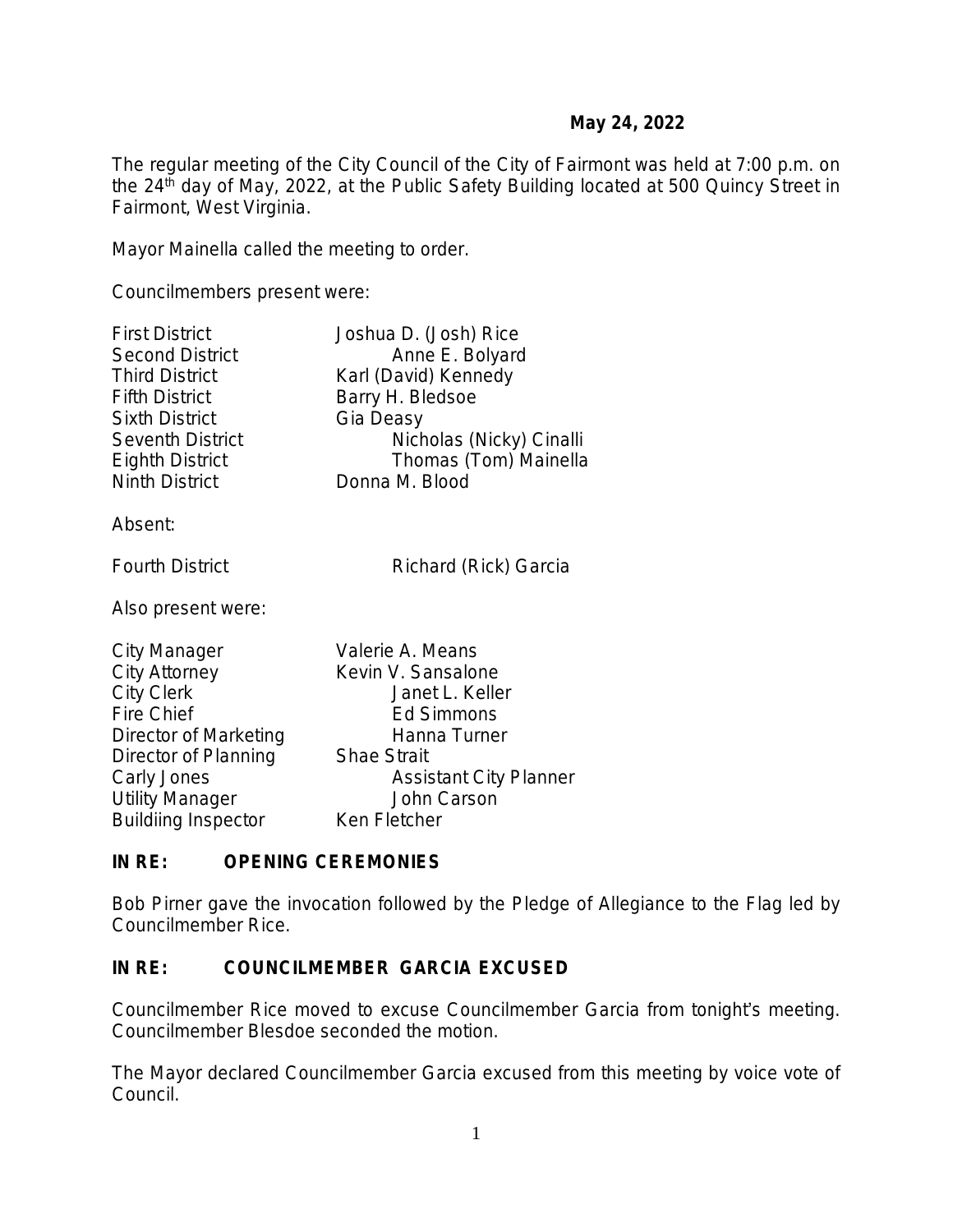**May 24, 2022**

The regular meeting of the City Council of the City of Fairmont was held at 7:00 p.m. on the 24th day of May, 2022, at the Public Safety Building located at 500 Quincy Street in Fairmont, West Virginia.

Mayor Mainella called the meeting to order.

Councilmembers present were:

| | |
|---|---|
| First District | Joshua D. (Josh) Rice |
| Second District | Anne E. Bolyard |
| Third District | Karl (David) Kennedy |
| Fifth District | Barry H. Bledsoe |
| Sixth District | Gia Deasy |
| Seventh District | Nicholas (Nicky) Cinalli |
| Eighth District | Thomas (Tom) Mainella |
| Ninth District | Donna M. Blood |

Absent:

| | |
|---|---|
| Fourth District | Richard (Rick) Garcia |

Also present were:

| | |
|---|---|
| City Manager | Valerie A. Means |
| City Attorney | Kevin V. Sansalone |
| City Clerk | Janet L. Keller |
| Fire Chief | Ed Simmons |
| Director of Marketing | Hanna Turner |
| Director of Planning | Shae Strait |
| Carly Jones | Assistant City Planner |
| Utility Manager | John Carson |
| Buildiing Inspector | Ken Fletcher |

**IN RE: OPENING CEREMONIES**

Bob Pirner gave the invocation followed by the Pledge of Allegiance to the Flag led by Councilmember Rice.

**IN RE: COUNCILMEMBER GARCIA EXCUSED**

Councilmember Rice moved to excuse Councilmember Garcia from tonight's meeting. Councilmember Blesdoe seconded the motion.

The Mayor declared Councilmember Garcia excused from this meeting by voice vote of Council.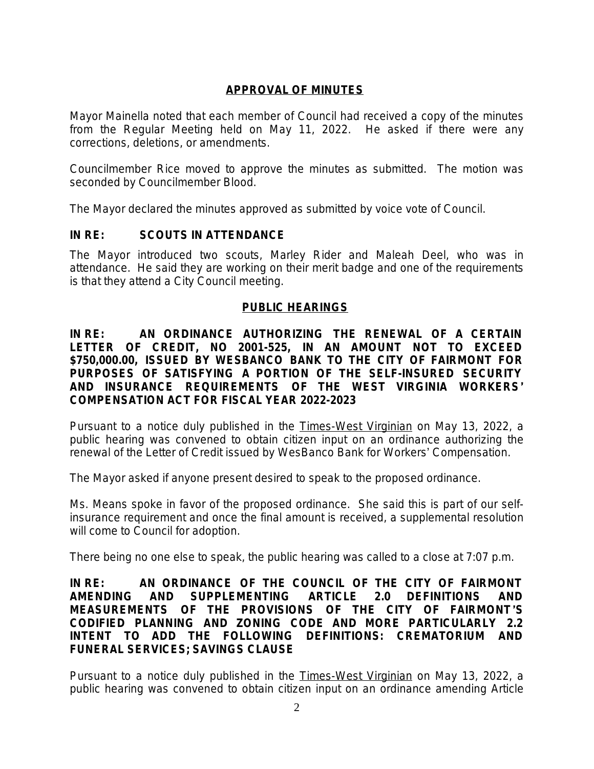## APPROVAL OF MINUTES

Mayor Mainella noted that each member of Council had received a copy of the minutes from the Regular Meeting held on May 11, 2022. He asked if there were any corrections, deletions, or amendments.

Councilmember Rice moved to approve the minutes as submitted. The motion was seconded by Councilmember Blood.

The Mayor declared the minutes approved as submitted by voice vote of Council.

**IN RE: SCOUTS IN ATTENDANCE**

The Mayor introduced two scouts, Marley Rider and Maleah Deel, who was in attendance. He said they are working on their merit badge and one of the requirements is that they attend a City Council meeting.

## PUBLIC HEARINGS

**IN RE: AN ORDINANCE AUTHORIZING THE RENEWAL OF A CERTAIN LETTER OF CREDIT, NO 2001-525, IN AN AMOUNT NOT TO EXCEED $750,000.00, ISSUED BY WESBANCO BANK TO THE CITY OF FAIRMONT FOR PURPOSES OF SATISFYING A PORTION OF THE SELF-INSURED SECURITY AND INSURANCE REQUIREMENTS OF THE WEST VIRGINIA WORKERS' COMPENSATION ACT FOR FISCAL YEAR 2022-2023**

Pursuant to a notice duly published in the Times-West Virginian on May 13, 2022, a public hearing was convened to obtain citizen input on an ordinance authorizing the renewal of the Letter of Credit issued by WesBanco Bank for Workers' Compensation.

The Mayor asked if anyone present desired to speak to the proposed ordinance.

Ms. Means spoke in favor of the proposed ordinance. She said this is part of our self-insurance requirement and once the final amount is received, a supplemental resolution will come to Council for adoption.

There being no one else to speak, the public hearing was called to a close at 7:07 p.m.

**IN RE: AN ORDINANCE OF THE COUNCIL OF THE CITY OF FAIRMONT AMENDING AND SUPPLEMENTING ARTICLE 2.0 DEFINITIONS AND MEASUREMENTS OF THE PROVISIONS OF THE CITY OF FAIRMONT'S CODIFIED PLANNING AND ZONING CODE AND MORE PARTICULARLY 2.2 INTENT TO ADD THE FOLLOWING DEFINITIONS: CREMATORIUM AND FUNERAL SERVICES; SAVINGS CLAUSE**

Pursuant to a notice duly published in the Times-West Virginian on May 13, 2022, a public hearing was convened to obtain citizen input on an ordinance amending Article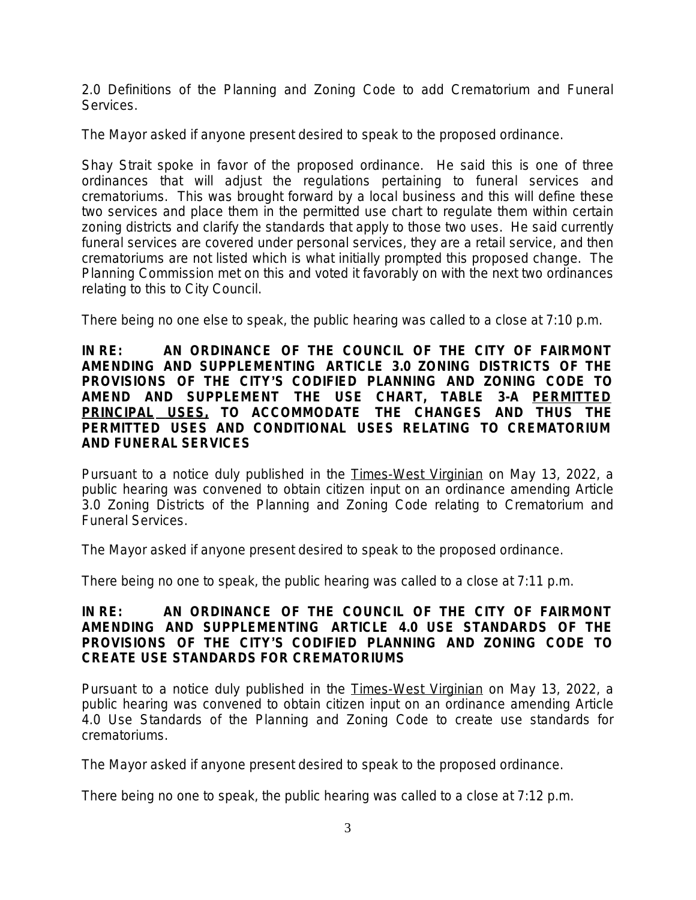2.0 Definitions of the Planning and Zoning Code to add Crematorium and Funeral Services.

The Mayor asked if anyone present desired to speak to the proposed ordinance.

Shay Strait spoke in favor of the proposed ordinance. He said this is one of three ordinances that will adjust the regulations pertaining to funeral services and crematoriums. This was brought forward by a local business and this will define these two services and place them in the permitted use chart to regulate them within certain zoning districts and clarify the standards that apply to those two uses. He said currently funeral services are covered under personal services, they are a retail service, and then crematoriums are not listed which is what initially prompted this proposed change. The Planning Commission met on this and voted it favorably on with the next two ordinances relating to this to City Council.

There being no one else to speak, the public hearing was called to a close at 7:10 p.m.

**IN RE: AN ORDINANCE OF THE COUNCIL OF THE CITY OF FAIRMONT AMENDING AND SUPPLEMENTING ARTICLE 3.0 ZONING DISTRICTS OF THE PROVISIONS OF THE CITY'S CODIFIED PLANNING AND ZONING CODE TO AMEND AND SUPPLEMENT THE USE CHART, TABLE 3-A <u>PERMITTED PRINCIPAL USES</u>, TO ACCOMMODATE THE CHANGES AND THUS THE PERMITTED USES AND CONDITIONAL USES RELATING TO CREMATORIUM AND FUNERAL SERVICES**

Pursuant to a notice duly published in the <u>Times-West Virginian</u> on May 13, 2022, a public hearing was convened to obtain citizen input on an ordinance amending Article 3.0 Zoning Districts of the Planning and Zoning Code relating to Crematorium and Funeral Services.

The Mayor asked if anyone present desired to speak to the proposed ordinance.

There being no one to speak, the public hearing was called to a close at 7:11 p.m.

**IN RE: AN ORDINANCE OF THE COUNCIL OF THE CITY OF FAIRMONT AMENDING AND SUPPLEMENTING ARTICLE 4.0 USE STANDARDS OF THE PROVISIONS OF THE CITY'S CODIFIED PLANNING AND ZONING CODE TO CREATE USE STANDARDS FOR CREMATORIUMS**

Pursuant to a notice duly published in the <u>Times-West Virginian</u> on May 13, 2022, a public hearing was convened to obtain citizen input on an ordinance amending Article 4.0 Use Standards of the Planning and Zoning Code to create use standards for crematoriums.

The Mayor asked if anyone present desired to speak to the proposed ordinance.

There being no one to speak, the public hearing was called to a close at 7:12 p.m.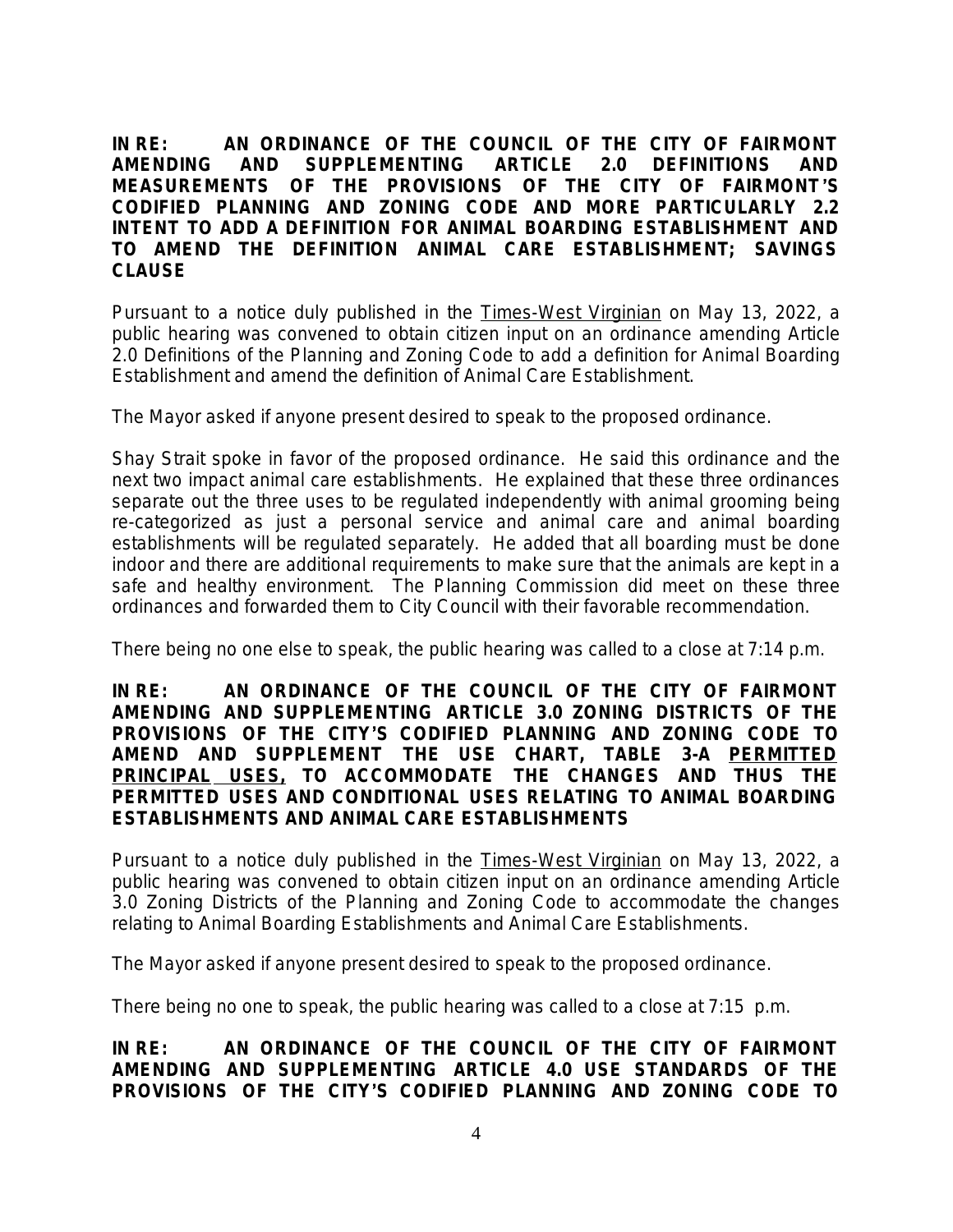**IN RE: AN ORDINANCE OF THE COUNCIL OF THE CITY OF FAIRMONT AMENDING AND SUPPLEMENTING ARTICLE 2.0 DEFINITIONS AND MEASUREMENTS OF THE PROVISIONS OF THE CITY OF FAIRMONT'S CODIFIED PLANNING AND ZONING CODE AND MORE PARTICULARLY 2.2 INTENT TO ADD A DEFINITION FOR ANIMAL BOARDING ESTABLISHMENT AND TO AMEND THE DEFINITION ANIMAL CARE ESTABLISHMENT; SAVINGS CLAUSE**

Pursuant to a notice duly published in the Times-West Virginian on May 13, 2022, a public hearing was convened to obtain citizen input on an ordinance amending Article 2.0 Definitions of the Planning and Zoning Code to add a definition for Animal Boarding Establishment and amend the definition of Animal Care Establishment.

The Mayor asked if anyone present desired to speak to the proposed ordinance.

Shay Strait spoke in favor of the proposed ordinance. He said this ordinance and the next two impact animal care establishments. He explained that these three ordinances separate out the three uses to be regulated independently with animal grooming being re-categorized as just a personal service and animal care and animal boarding establishments will be regulated separately. He added that all boarding must be done indoor and there are additional requirements to make sure that the animals are kept in a safe and healthy environment. The Planning Commission did meet on these three ordinances and forwarded them to City Council with their favorable recommendation.

There being no one else to speak, the public hearing was called to a close at 7:14 p.m.

**IN RE: AN ORDINANCE OF THE COUNCIL OF THE CITY OF FAIRMONT AMENDING AND SUPPLEMENTING ARTICLE 3.0 ZONING DISTRICTS OF THE PROVISIONS OF THE CITY'S CODIFIED PLANNING AND ZONING CODE TO AMEND AND SUPPLEMENT THE USE CHART, TABLE 3-A PERMITTED PRINCIPAL USES, TO ACCOMMODATE THE CHANGES AND THUS THE PERMITTED USES AND CONDITIONAL USES RELATING TO ANIMAL BOARDING ESTABLISHMENTS AND ANIMAL CARE ESTABLISHMENTS**

Pursuant to a notice duly published in the Times-West Virginian on May 13, 2022, a public hearing was convened to obtain citizen input on an ordinance amending Article 3.0 Zoning Districts of the Planning and Zoning Code to accommodate the changes relating to Animal Boarding Establishments and Animal Care Establishments.

The Mayor asked if anyone present desired to speak to the proposed ordinance.

There being no one to speak, the public hearing was called to a close at 7:15 p.m.

**IN RE: AN ORDINANCE OF THE COUNCIL OF THE CITY OF FAIRMONT AMENDING AND SUPPLEMENTING ARTICLE 4.0 USE STANDARDS OF THE PROVISIONS OF THE CITY'S CODIFIED PLANNING AND ZONING CODE TO**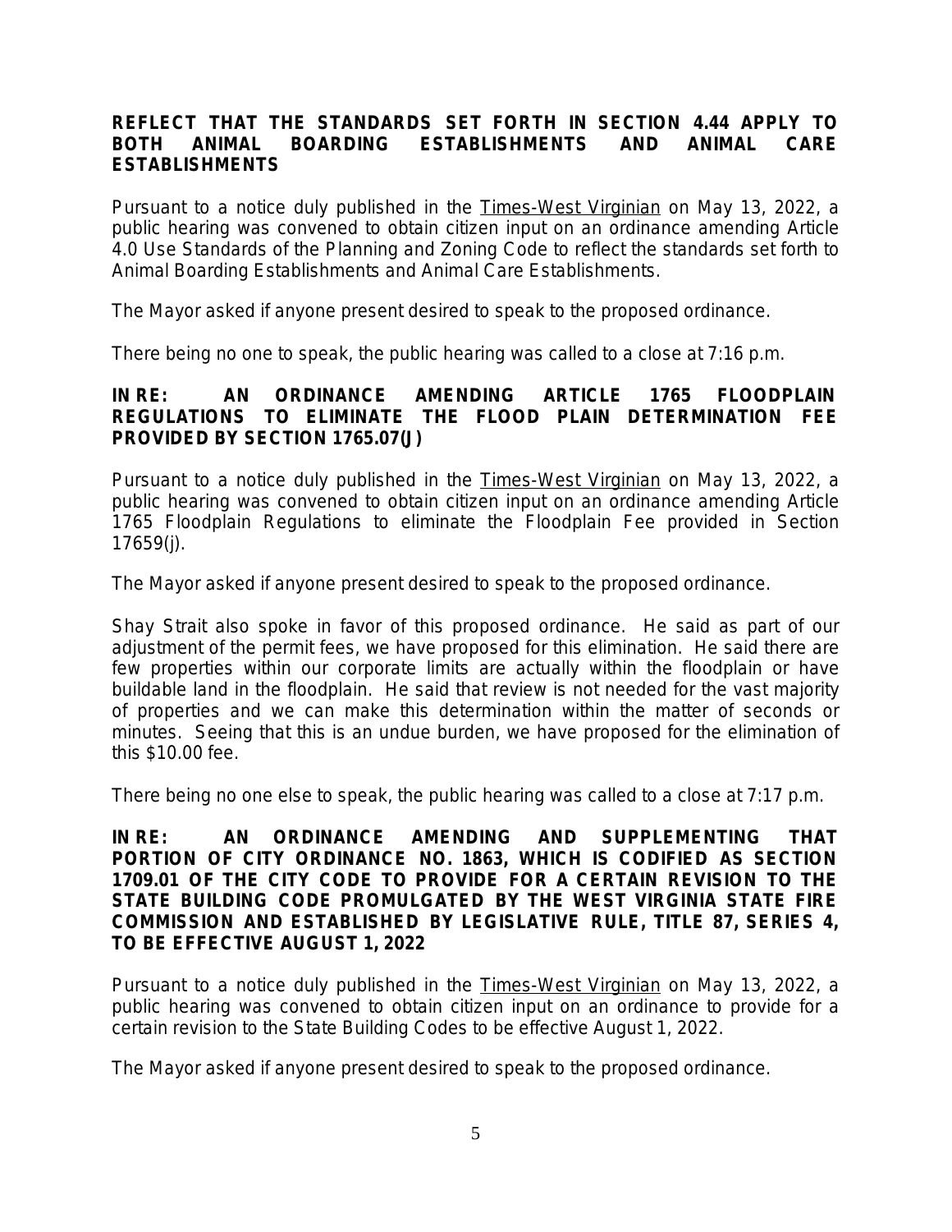**REFLECT THAT THE STANDARDS SET FORTH IN SECTION 4.44 APPLY TO BOTH ANIMAL BOARDING ESTABLISHMENTS AND ANIMAL CARE ESTABLISHMENTS**

Pursuant to a notice duly published in the Times-West Virginian on May 13, 2022, a public hearing was convened to obtain citizen input on an ordinance amending Article 4.0 Use Standards of the Planning and Zoning Code to reflect the standards set forth to Animal Boarding Establishments and Animal Care Establishments.

The Mayor asked if anyone present desired to speak to the proposed ordinance.

There being no one to speak, the public hearing was called to a close at 7:16 p.m.

**IN RE: AN ORDINANCE AMENDING ARTICLE 1765 FLOODPLAIN REGULATIONS TO ELIMINATE THE FLOOD PLAIN DETERMINATION FEE PROVIDED BY SECTION 1765.07(J)**

Pursuant to a notice duly published in the Times-West Virginian on May 13, 2022, a public hearing was convened to obtain citizen input on an ordinance amending Article 1765 Floodplain Regulations to eliminate the Floodplain Fee provided in Section 17659(j).

The Mayor asked if anyone present desired to speak to the proposed ordinance.

Shay Strait also spoke in favor of this proposed ordinance. He said as part of our adjustment of the permit fees, we have proposed for this elimination. He said there are few properties within our corporate limits are actually within the floodplain or have buildable land in the floodplain. He said that review is not needed for the vast majority of properties and we can make this determination within the matter of seconds or minutes. Seeing that this is an undue burden, we have proposed for the elimination of this $10.00 fee.

There being no one else to speak, the public hearing was called to a close at 7:17 p.m.

**IN RE: AN ORDINANCE AMENDING AND SUPPLEMENTING THAT PORTION OF CITY ORDINANCE NO. 1863, WHICH IS CODIFIED AS SECTION 1709.01 OF THE CITY CODE TO PROVIDE FOR A CERTAIN REVISION TO THE STATE BUILDING CODE PROMULGATED BY THE WEST VIRGINIA STATE FIRE COMMISSION AND ESTABLISHED BY LEGISLATIVE RULE, TITLE 87, SERIES 4, TO BE EFFECTIVE AUGUST 1, 2022**

Pursuant to a notice duly published in the Times-West Virginian on May 13, 2022, a public hearing was convened to obtain citizen input on an ordinance to provide for a certain revision to the State Building Codes to be effective August 1, 2022.

The Mayor asked if anyone present desired to speak to the proposed ordinance.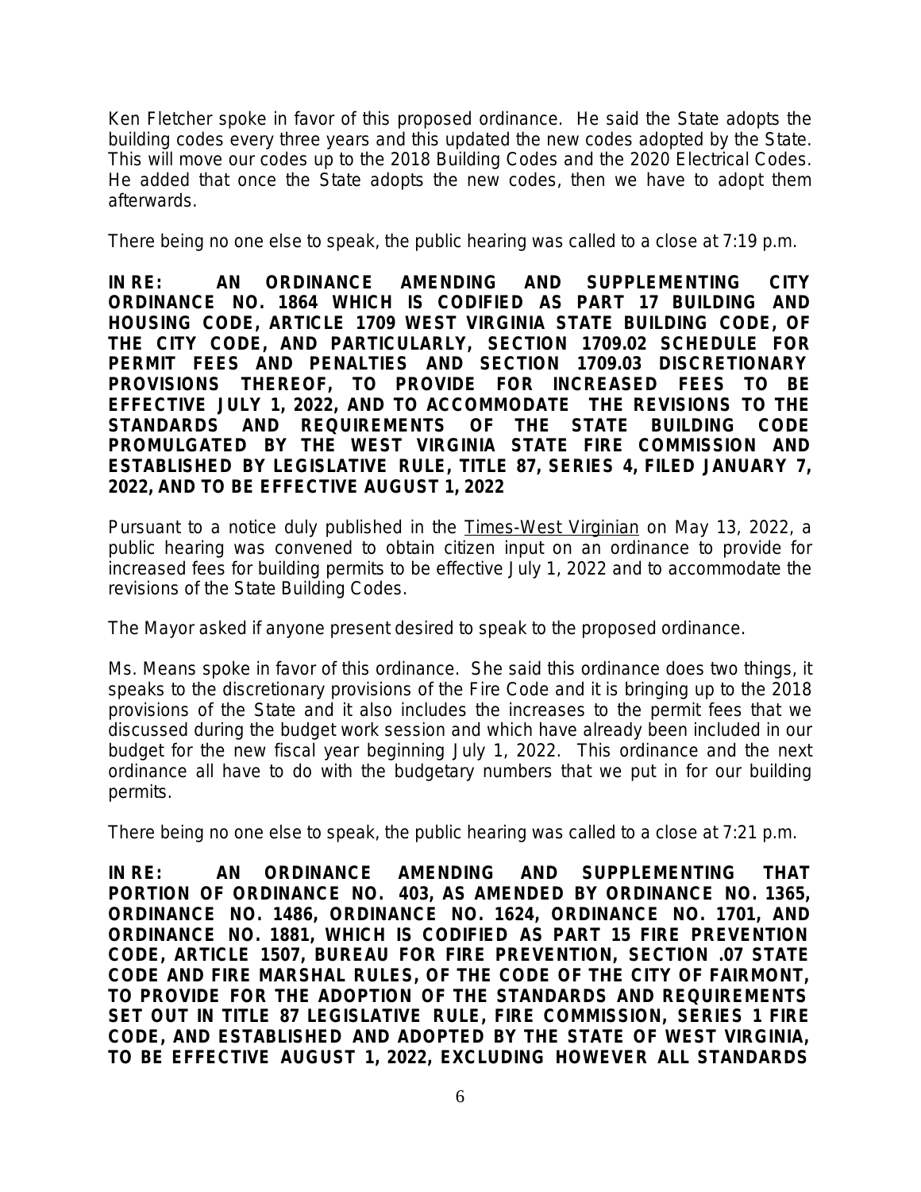Ken Fletcher spoke in favor of this proposed ordinance. He said the State adopts the building codes every three years and this updated the new codes adopted by the State. This will move our codes up to the 2018 Building Codes and the 2020 Electrical Codes. He added that once the State adopts the new codes, then we have to adopt them afterwards.

There being no one else to speak, the public hearing was called to a close at 7:19 p.m.

**IN RE: AN ORDINANCE AMENDING AND SUPPLEMENTING CITY ORDINANCE NO. 1864 WHICH IS CODIFIED AS PART 17 BUILDING AND HOUSING CODE, ARTICLE 1709 WEST VIRGINIA STATE BUILDING CODE, OF THE CITY CODE, AND PARTICULARLY, SECTION 1709.02 SCHEDULE FOR PERMIT FEES AND PENALTIES AND SECTION 1709.03 DISCRETIONARY PROVISIONS THEREOF, TO PROVIDE FOR INCREASED FEES TO BE EFFECTIVE JULY 1, 2022, AND TO ACCOMMODATE THE REVISIONS TO THE STANDARDS AND REQUIREMENTS OF THE STATE BUILDING CODE PROMULGATED BY THE WEST VIRGINIA STATE FIRE COMMISSION AND ESTABLISHED BY LEGISLATIVE RULE, TITLE 87, SERIES 4, FILED JANUARY 7, 2022, AND TO BE EFFECTIVE AUGUST 1, 2022**

Pursuant to a notice duly published in the Times-West Virginian on May 13, 2022, a public hearing was convened to obtain citizen input on an ordinance to provide for increased fees for building permits to be effective July 1, 2022 and to accommodate the revisions of the State Building Codes.

The Mayor asked if anyone present desired to speak to the proposed ordinance.

Ms. Means spoke in favor of this ordinance. She said this ordinance does two things, it speaks to the discretionary provisions of the Fire Code and it is bringing up to the 2018 provisions of the State and it also includes the increases to the permit fees that we discussed during the budget work session and which have already been included in our budget for the new fiscal year beginning July 1, 2022. This ordinance and the next ordinance all have to do with the budgetary numbers that we put in for our building permits.

There being no one else to speak, the public hearing was called to a close at 7:21 p.m.

**IN RE: AN ORDINANCE AMENDING AND SUPPLEMENTING THAT PORTION OF ORDINANCE NO. 403, AS AMENDED BY ORDINANCE NO. 1365, ORDINANCE NO. 1486, ORDINANCE NO. 1624, ORDINANCE NO. 1701, AND ORDINANCE NO. 1881, WHICH IS CODIFIED AS PART 15 FIRE PREVENTION CODE, ARTICLE 1507, BUREAU FOR FIRE PREVENTION, SECTION .07 STATE CODE AND FIRE MARSHAL RULES, OF THE CODE OF THE CITY OF FAIRMONT, TO PROVIDE FOR THE ADOPTION OF THE STANDARDS AND REQUIREMENTS SET OUT IN TITLE 87 LEGISLATIVE RULE, FIRE COMMISSION, SERIES 1 FIRE CODE, AND ESTABLISHED AND ADOPTED BY THE STATE OF WEST VIRGINIA, TO BE EFFECTIVE AUGUST 1, 2022, EXCLUDING HOWEVER ALL STANDARDS**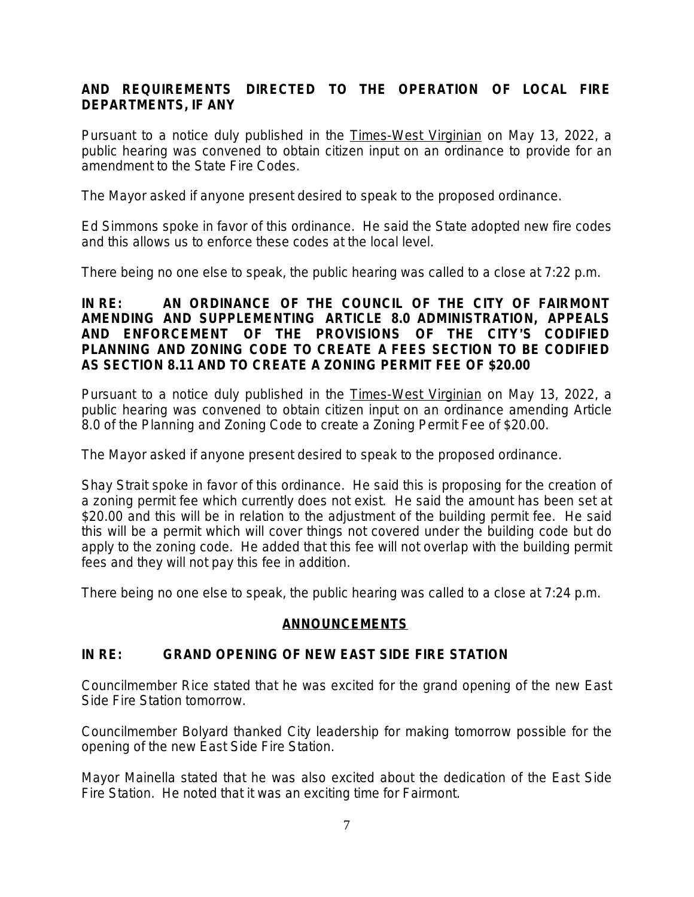**AND REQUIREMENTS DIRECTED TO THE OPERATION OF LOCAL FIRE DEPARTMENTS, IF ANY**

Pursuant to a notice duly published in the Times-West Virginian on May 13, 2022, a public hearing was convened to obtain citizen input on an ordinance to provide for an amendment to the State Fire Codes.

The Mayor asked if anyone present desired to speak to the proposed ordinance.

Ed Simmons spoke in favor of this ordinance. He said the State adopted new fire codes and this allows us to enforce these codes at the local level.

There being no one else to speak, the public hearing was called to a close at 7:22 p.m.

**IN RE: AN ORDINANCE OF THE COUNCIL OF THE CITY OF FAIRMONT AMENDING AND SUPPLEMENTING ARTICLE 8.0 ADMINISTRATION, APPEALS AND ENFORCEMENT OF THE PROVISIONS OF THE CITY'S CODIFIED PLANNING AND ZONING CODE TO CREATE A FEES SECTION TO BE CODIFIED AS SECTION 8.11 AND TO CREATE A ZONING PERMIT FEE OF $20.00**

Pursuant to a notice duly published in the Times-West Virginian on May 13, 2022, a public hearing was convened to obtain citizen input on an ordinance amending Article 8.0 of the Planning and Zoning Code to create a Zoning Permit Fee of $20.00.

The Mayor asked if anyone present desired to speak to the proposed ordinance.

Shay Strait spoke in favor of this ordinance. He said this is proposing for the creation of a zoning permit fee which currently does not exist. He said the amount has been set at $20.00 and this will be in relation to the adjustment of the building permit fee. He said this will be a permit which will cover things not covered under the building code but do apply to the zoning code. He added that this fee will not overlap with the building permit fees and they will not pay this fee in addition.

There being no one else to speak, the public hearing was called to a close at 7:24 p.m.

## ANNOUNCEMENTS

**IN RE: GRAND OPENING OF NEW EAST SIDE FIRE STATION**

Councilmember Rice stated that he was excited for the grand opening of the new East Side Fire Station tomorrow.

Councilmember Bolyard thanked City leadership for making tomorrow possible for the opening of the new East Side Fire Station.

Mayor Mainella stated that he was also excited about the dedication of the East Side Fire Station. He noted that it was an exciting time for Fairmont.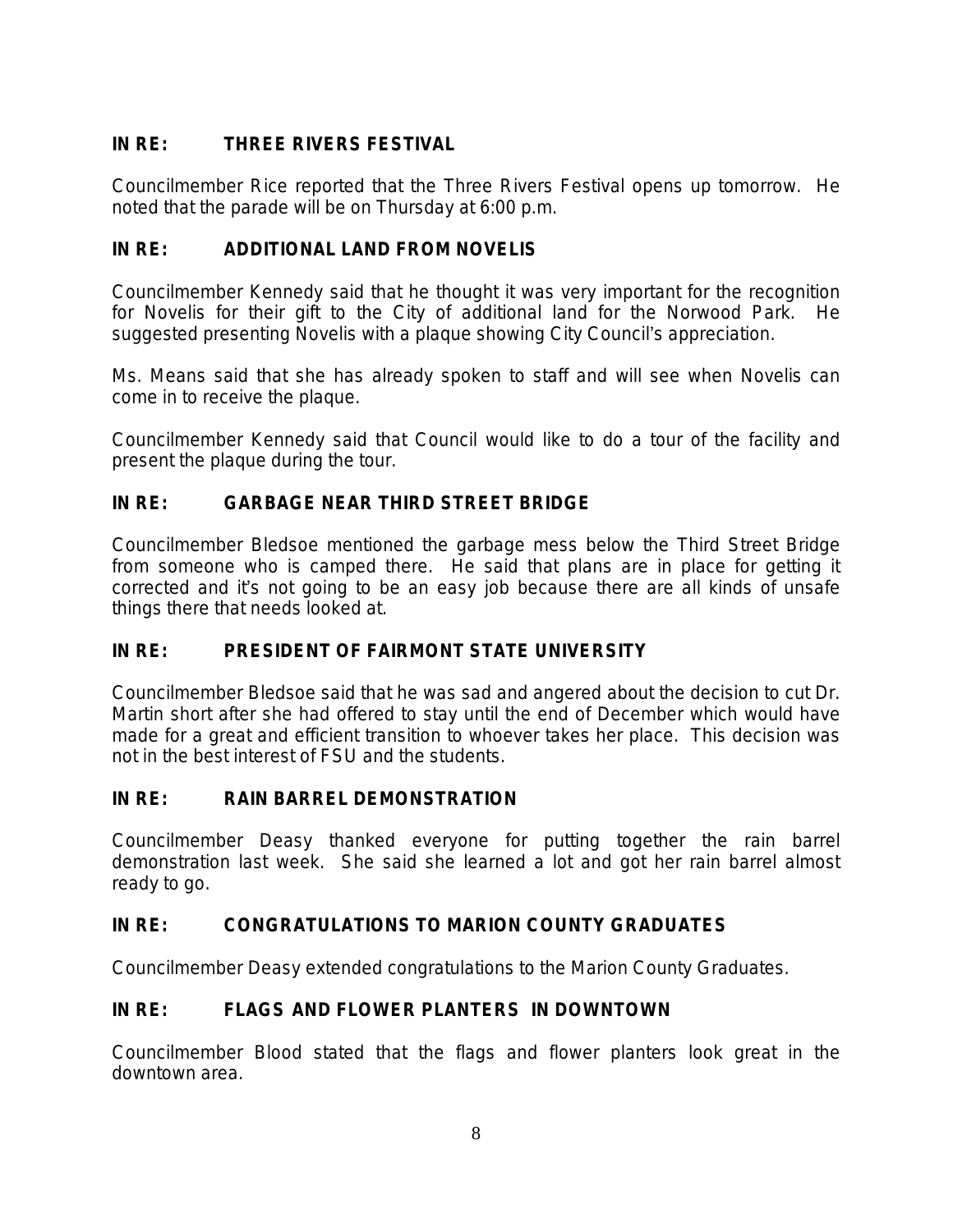**IN RE: THREE RIVERS FESTIVAL**

Councilmember Rice reported that the Three Rivers Festival opens up tomorrow. He noted that the parade will be on Thursday at 6:00 p.m.

**IN RE: ADDITIONAL LAND FROM NOVELIS**

Councilmember Kennedy said that he thought it was very important for the recognition for Novelis for their gift to the City of additional land for the Norwood Park. He suggested presenting Novelis with a plaque showing City Council's appreciation.

Ms. Means said that she has already spoken to staff and will see when Novelis can come in to receive the plaque.

Councilmember Kennedy said that Council would like to do a tour of the facility and present the plaque during the tour.

**IN RE: GARBAGE NEAR THIRD STREET BRIDGE**

Councilmember Bledsoe mentioned the garbage mess below the Third Street Bridge from someone who is camped there. He said that plans are in place for getting it corrected and it's not going to be an easy job because there are all kinds of unsafe things there that needs looked at.

**IN RE: PRESIDENT OF FAIRMONT STATE UNIVERSITY**

Councilmember Bledsoe said that he was sad and angered about the decision to cut Dr. Martin short after she had offered to stay until the end of December which would have made for a great and efficient transition to whoever takes her place. This decision was not in the best interest of FSU and the students.

**IN RE: RAIN BARREL DEMONSTRATION**

Councilmember Deasy thanked everyone for putting together the rain barrel demonstration last week. She said she learned a lot and got her rain barrel almost ready to go.

**IN RE: CONGRATULATIONS TO MARION COUNTY GRADUATES**

Councilmember Deasy extended congratulations to the Marion County Graduates.

**IN RE: FLAGS AND FLOWER PLANTERS IN DOWNTOWN**

Councilmember Blood stated that the flags and flower planters look great in the downtown area.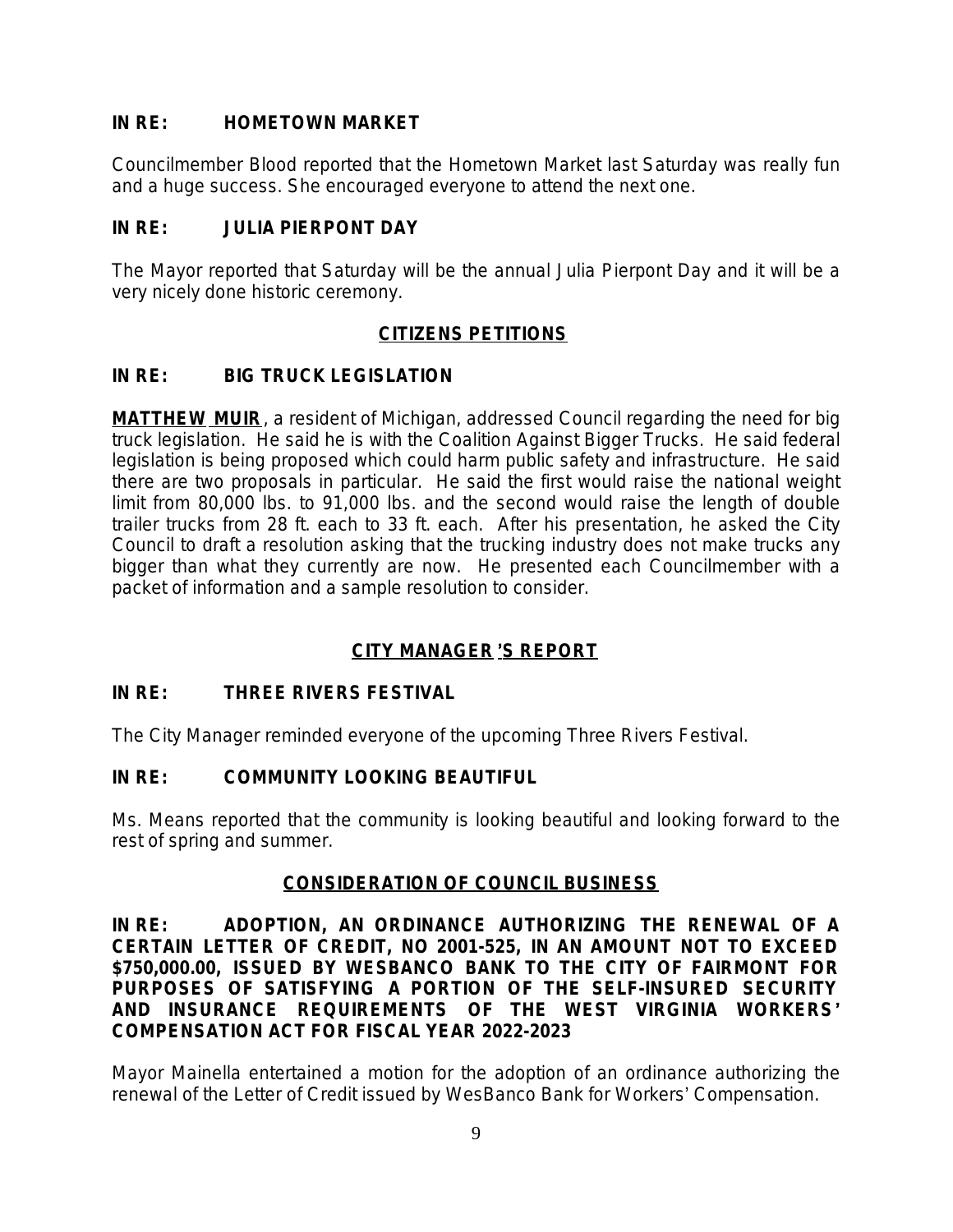**IN RE: HOMETOWN MARKET**

Councilmember Blood reported that the Hometown Market last Saturday was really fun and a huge success. She encouraged everyone to attend the next one.

**IN RE: JULIA PIERPONT DAY**

The Mayor reported that Saturday will be the annual Julia Pierpont Day and it will be a very nicely done historic ceremony.

## CITIZENS PETITIONS

**IN RE: BIG TRUCK LEGISLATION**

**MATTHEW MUIR**, a resident of Michigan, addressed Council regarding the need for big truck legislation. He said he is with the Coalition Against Bigger Trucks. He said federal legislation is being proposed which could harm public safety and infrastructure. He said there are two proposals in particular. He said the first would raise the national weight limit from 80,000 lbs. to 91,000 lbs. and the second would raise the length of double trailer trucks from 28 ft. each to 33 ft. each. After his presentation, he asked the City Council to draft a resolution asking that the trucking industry does not make trucks any bigger than what they currently are now. He presented each Councilmember with a packet of information and a sample resolution to consider.

## CITY MANAGER'S REPORT

**IN RE: THREE RIVERS FESTIVAL**

The City Manager reminded everyone of the upcoming Three Rivers Festival.

**IN RE: COMMUNITY LOOKING BEAUTIFUL**

Ms. Means reported that the community is looking beautiful and looking forward to the rest of spring and summer.

## CONSIDERATION OF COUNCIL BUSINESS

**IN RE: ADOPTION, AN ORDINANCE AUTHORIZING THE RENEWAL OF A CERTAIN LETTER OF CREDIT, NO 2001-525, IN AN AMOUNT NOT TO EXCEED $750,000.00, ISSUED BY WESBANCO BANK TO THE CITY OF FAIRMONT FOR PURPOSES OF SATISFYING A PORTION OF THE SELF-INSURED SECURITY AND INSURANCE REQUIREMENTS OF THE WEST VIRGINIA WORKERS' COMPENSATION ACT FOR FISCAL YEAR 2022-2023**

Mayor Mainella entertained a motion for the adoption of an ordinance authorizing the renewal of the Letter of Credit issued by WesBanco Bank for Workers' Compensation.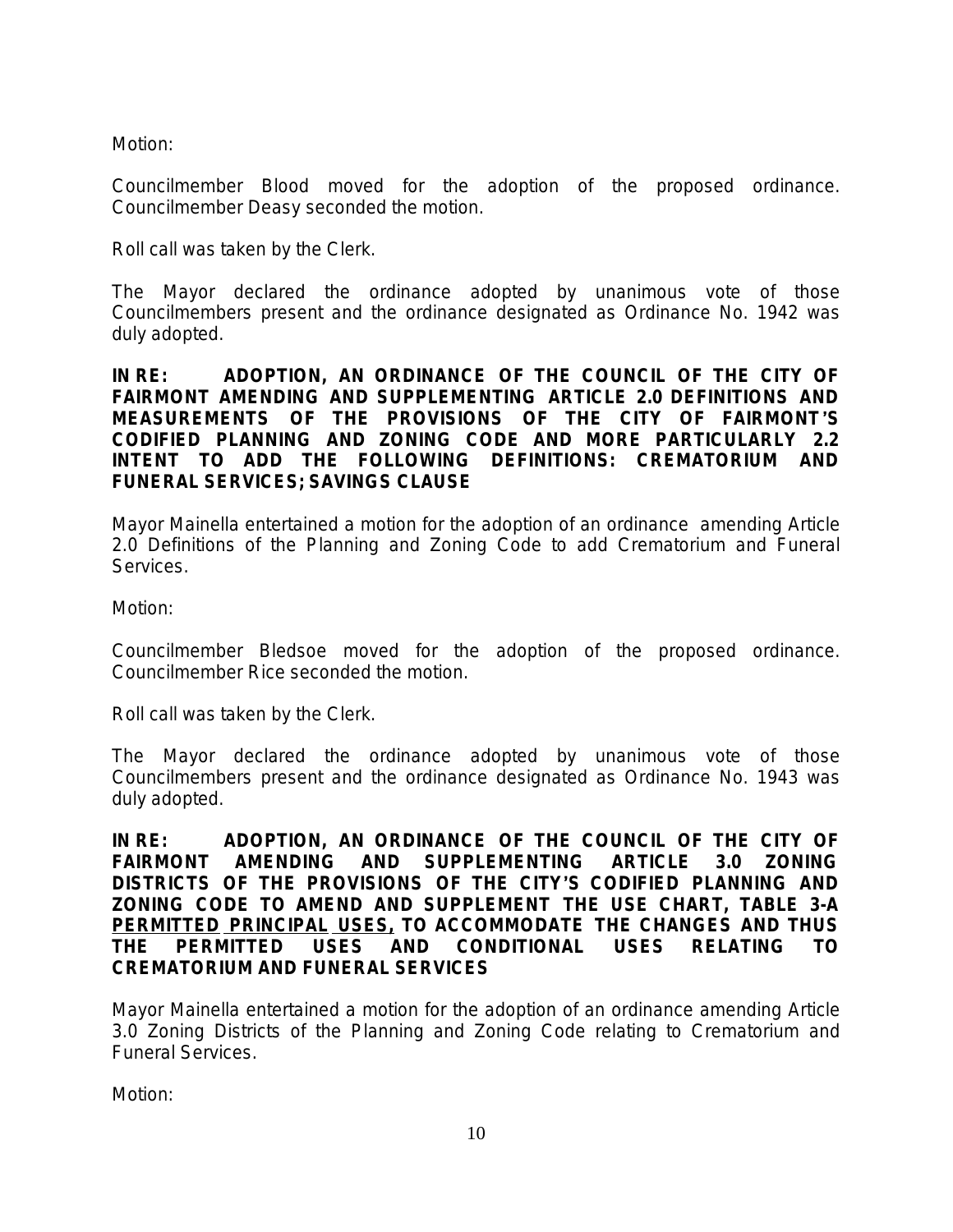Motion:

Councilmember Blood moved for the adoption of the proposed ordinance. Councilmember Deasy seconded the motion.

Roll call was taken by the Clerk.

The Mayor declared the ordinance adopted by unanimous vote of those Councilmembers present and the ordinance designated as Ordinance No. 1942 was duly adopted.

**IN RE: ADOPTION, AN ORDINANCE OF THE COUNCIL OF THE CITY OF FAIRMONT AMENDING AND SUPPLEMENTING ARTICLE 2.0 DEFINITIONS AND MEASUREMENTS OF THE PROVISIONS OF THE CITY OF FAIRMONT'S CODIFIED PLANNING AND ZONING CODE AND MORE PARTICULARLY 2.2 INTENT TO ADD THE FOLLOWING DEFINITIONS: CREMATORIUM AND FUNERAL SERVICES; SAVINGS CLAUSE**

Mayor Mainella entertained a motion for the adoption of an ordinance amending Article 2.0 Definitions of the Planning and Zoning Code to add Crematorium and Funeral Services.

Motion:

Councilmember Bledsoe moved for the adoption of the proposed ordinance. Councilmember Rice seconded the motion.

Roll call was taken by the Clerk.

The Mayor declared the ordinance adopted by unanimous vote of those Councilmembers present and the ordinance designated as Ordinance No. 1943 was duly adopted.

**IN RE: ADOPTION, AN ORDINANCE OF THE COUNCIL OF THE CITY OF FAIRMONT AMENDING AND SUPPLEMENTING ARTICLE 3.0 ZONING DISTRICTS OF THE PROVISIONS OF THE CITY'S CODIFIED PLANNING AND ZONING CODE TO AMEND AND SUPPLEMENT THE USE CHART, TABLE 3-A PERMITTED PRINCIPAL USES, TO ACCOMMODATE THE CHANGES AND THUS THE PERMITTED USES AND CONDITIONAL USES RELATING TO CREMATORIUM AND FUNERAL SERVICES**

Mayor Mainella entertained a motion for the adoption of an ordinance amending Article 3.0 Zoning Districts of the Planning and Zoning Code relating to Crematorium and Funeral Services.

Motion: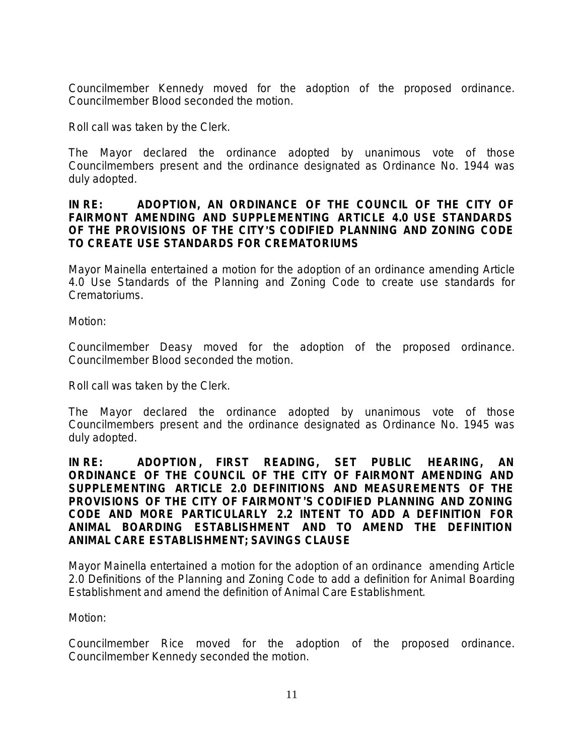Councilmember Kennedy moved for the adoption of the proposed ordinance. Councilmember Blood seconded the motion.

Roll call was taken by the Clerk.

The Mayor declared the ordinance adopted by unanimous vote of those Councilmembers present and the ordinance designated as Ordinance No. 1944 was duly adopted.

**IN RE: ADOPTION, AN ORDINANCE OF THE COUNCIL OF THE CITY OF FAIRMONT AMENDING AND SUPPLEMENTING ARTICLE 4.0 USE STANDARDS OF THE PROVISIONS OF THE CITY'S CODIFIED PLANNING AND ZONING CODE TO CREATE USE STANDARDS FOR CREMATORIUMS**

Mayor Mainella entertained a motion for the adoption of an ordinance amending Article 4.0 Use Standards of the Planning and Zoning Code to create use standards for Crematoriums.

Motion:

Councilmember Deasy moved for the adoption of the proposed ordinance. Councilmember Blood seconded the motion.

Roll call was taken by the Clerk.

The Mayor declared the ordinance adopted by unanimous vote of those Councilmembers present and the ordinance designated as Ordinance No. 1945 was duly adopted.

**IN RE: ADOPTION, FIRST READING, SET PUBLIC HEARING, AN ORDINANCE OF THE COUNCIL OF THE CITY OF FAIRMONT AMENDING AND SUPPLEMENTING ARTICLE 2.0 DEFINITIONS AND MEASUREMENTS OF THE PROVISIONS OF THE CITY OF FAIRMONT'S CODIFIED PLANNING AND ZONING CODE AND MORE PARTICULARLY 2.2 INTENT TO ADD A DEFINITION FOR ANIMAL BOARDING ESTABLISHMENT AND TO AMEND THE DEFINITION ANIMAL CARE ESTABLISHMENT; SAVINGS CLAUSE**

Mayor Mainella entertained a motion for the adoption of an ordinance amending Article 2.0 Definitions of the Planning and Zoning Code to add a definition for Animal Boarding Establishment and amend the definition of Animal Care Establishment.

Motion:

Councilmember Rice moved for the adoption of the proposed ordinance. Councilmember Kennedy seconded the motion.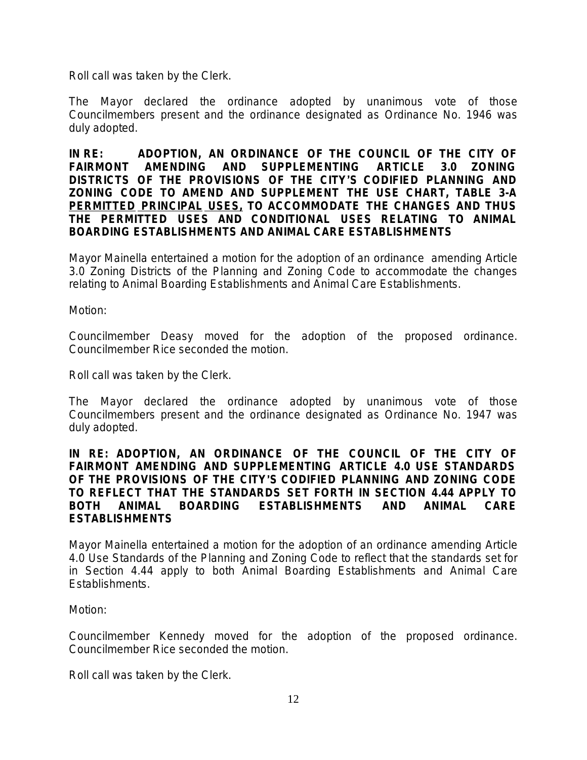Roll call was taken by the Clerk.

The Mayor declared the ordinance adopted by unanimous vote of those Councilmembers present and the ordinance designated as Ordinance No. 1946 was duly adopted.

**IN RE: ADOPTION, AN ORDINANCE OF THE COUNCIL OF THE CITY OF FAIRMONT AMENDING AND SUPPLEMENTING ARTICLE 3.0 ZONING DISTRICTS OF THE PROVISIONS OF THE CITY'S CODIFIED PLANNING AND ZONING CODE TO AMEND AND SUPPLEMENT THE USE CHART, TABLE 3-A <u>PERMITTED PRINCIPAL USES,</u> TO ACCOMMODATE THE CHANGES AND THUS THE PERMITTED USES AND CONDITIONAL USES RELATING TO ANIMAL BOARDING ESTABLISHMENTS AND ANIMAL CARE ESTABLISHMENTS**

Mayor Mainella entertained a motion for the adoption of an ordinance amending Article 3.0 Zoning Districts of the Planning and Zoning Code to accommodate the changes relating to Animal Boarding Establishments and Animal Care Establishments.

Motion:

Councilmember Deasy moved for the adoption of the proposed ordinance. Councilmember Rice seconded the motion.

Roll call was taken by the Clerk.

The Mayor declared the ordinance adopted by unanimous vote of those Councilmembers present and the ordinance designated as Ordinance No. 1947 was duly adopted.

**IN RE: ADOPTION, AN ORDINANCE OF THE COUNCIL OF THE CITY OF FAIRMONT AMENDING AND SUPPLEMENTING ARTICLE 4.0 USE STANDARDS OF THE PROVISIONS OF THE CITY'S CODIFIED PLANNING AND ZONING CODE TO REFLECT THAT THE STANDARDS SET FORTH IN SECTION 4.44 APPLY TO BOTH ANIMAL BOARDING ESTABLISHMENTS AND ANIMAL CARE ESTABLISHMENTS**

Mayor Mainella entertained a motion for the adoption of an ordinance amending Article 4.0 Use Standards of the Planning and Zoning Code to reflect that the standards set for in Section 4.44 apply to both Animal Boarding Establishments and Animal Care Establishments.

Motion:

Councilmember Kennedy moved for the adoption of the proposed ordinance. Councilmember Rice seconded the motion.

Roll call was taken by the Clerk.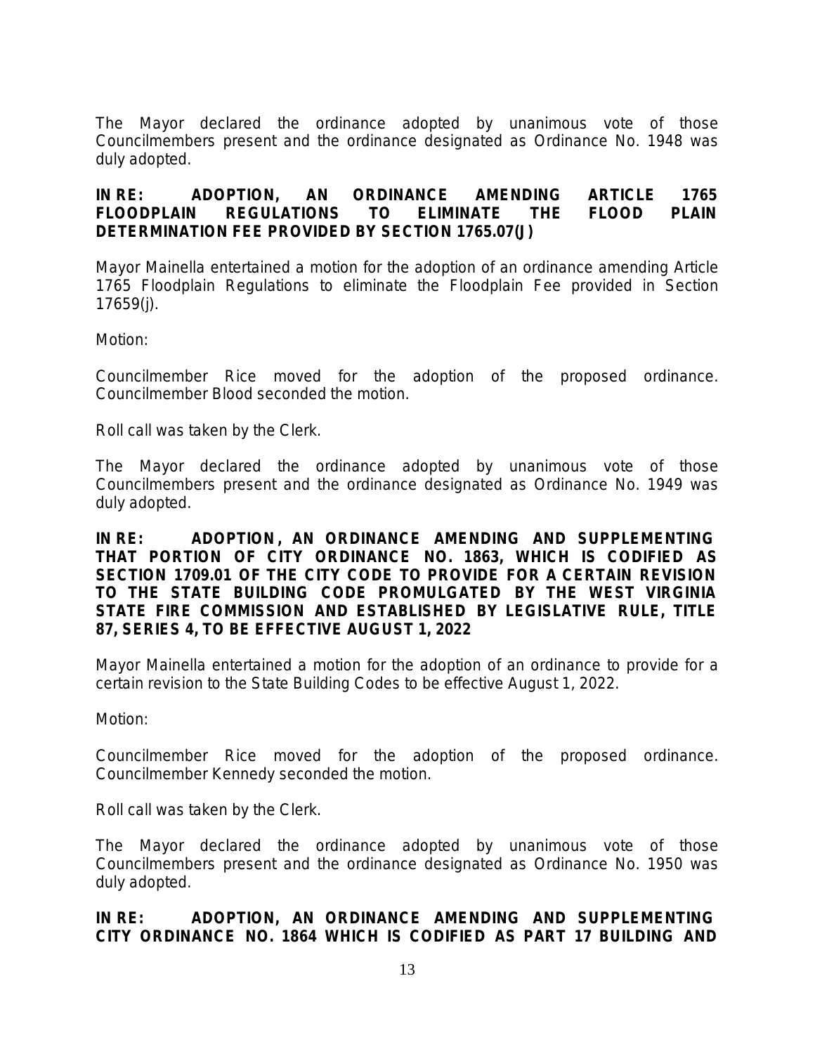The Mayor declared the ordinance adopted by unanimous vote of those Councilmembers present and the ordinance designated as Ordinance No. 1948 was duly adopted.

**IN RE: ADOPTION, AN ORDINANCE AMENDING ARTICLE 1765 FLOODPLAIN REGULATIONS TO ELIMINATE THE FLOOD PLAIN DETERMINATION FEE PROVIDED BY SECTION 1765.07(J)**

Mayor Mainella entertained a motion for the adoption of an ordinance amending Article 1765 Floodplain Regulations to eliminate the Floodplain Fee provided in Section 17659(j).

Motion:

Councilmember Rice moved for the adoption of the proposed ordinance. Councilmember Blood seconded the motion.

Roll call was taken by the Clerk.

The Mayor declared the ordinance adopted by unanimous vote of those Councilmembers present and the ordinance designated as Ordinance No. 1949 was duly adopted.

**IN RE: ADOPTION, AN ORDINANCE AMENDING AND SUPPLEMENTING THAT PORTION OF CITY ORDINANCE NO. 1863, WHICH IS CODIFIED AS SECTION 1709.01 OF THE CITY CODE TO PROVIDE FOR A CERTAIN REVISION TO THE STATE BUILDING CODE PROMULGATED BY THE WEST VIRGINIA STATE FIRE COMMISSION AND ESTABLISHED BY LEGISLATIVE RULE, TITLE 87, SERIES 4, TO BE EFFECTIVE AUGUST 1, 2022**

Mayor Mainella entertained a motion for the adoption of an ordinance to provide for a certain revision to the State Building Codes to be effective August 1, 2022.

Motion:

Councilmember Rice moved for the adoption of the proposed ordinance. Councilmember Kennedy seconded the motion.

Roll call was taken by the Clerk.

The Mayor declared the ordinance adopted by unanimous vote of those Councilmembers present and the ordinance designated as Ordinance No. 1950 was duly adopted.

**IN RE: ADOPTION, AN ORDINANCE AMENDING AND SUPPLEMENTING CITY ORDINANCE NO. 1864 WHICH IS CODIFIED AS PART 17 BUILDING AND**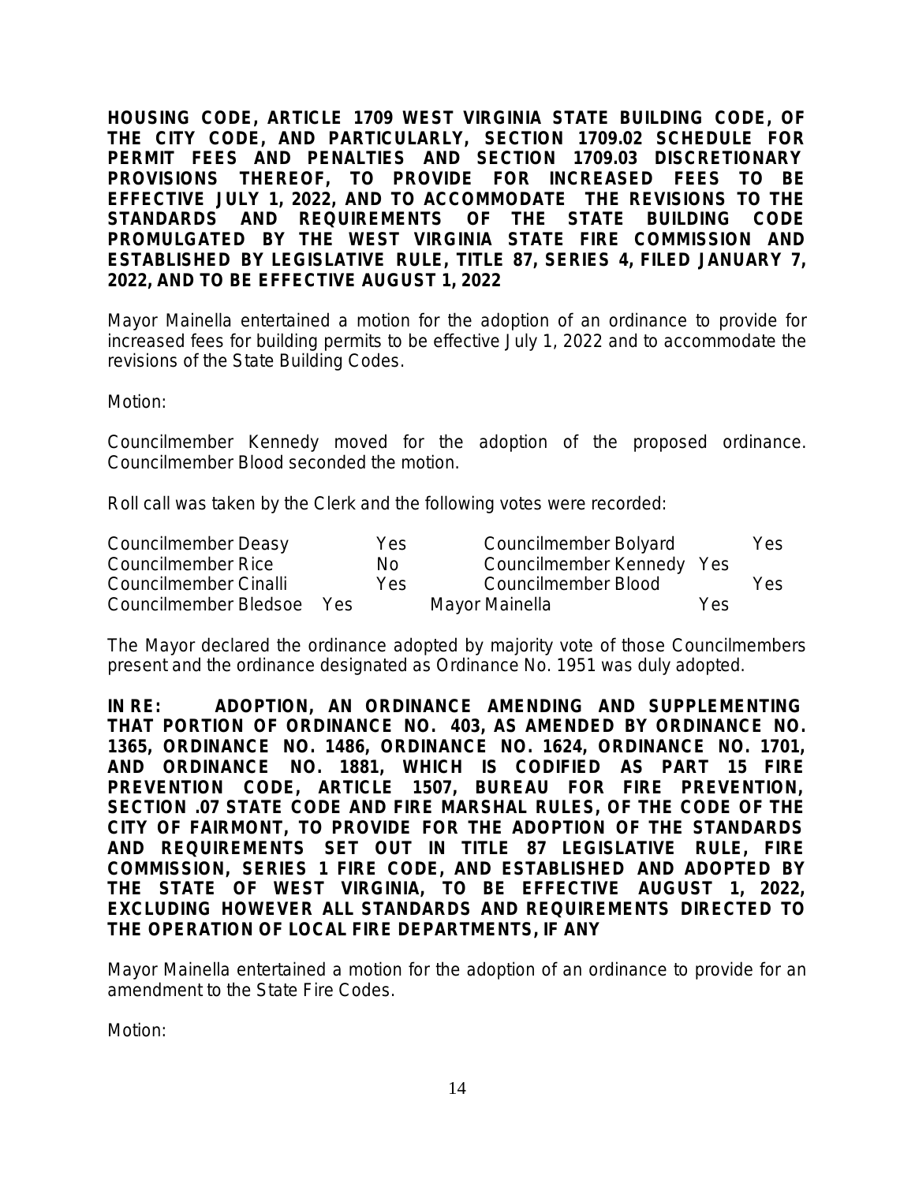**HOUSING CODE, ARTICLE 1709 WEST VIRGINIA STATE BUILDING CODE, OF THE CITY CODE, AND PARTICULARLY, SECTION 1709.02 SCHEDULE FOR PERMIT FEES AND PENALTIES AND SECTION 1709.03 DISCRETIONARY PROVISIONS THEREOF, TO PROVIDE FOR INCREASED FEES TO BE EFFECTIVE JULY 1, 2022, AND TO ACCOMMODATE THE REVISIONS TO THE STANDARDS AND REQUIREMENTS OF THE STATE BUILDING CODE PROMULGATED BY THE WEST VIRGINIA STATE FIRE COMMISSION AND ESTABLISHED BY LEGISLATIVE RULE, TITLE 87, SERIES 4, FILED JANUARY 7, 2022, AND TO BE EFFECTIVE AUGUST 1, 2022**

Mayor Mainella entertained a motion for the adoption of an ordinance to provide for increased fees for building permits to be effective July 1, 2022 and to accommodate the revisions of the State Building Codes.

Motion:

Councilmember Kennedy moved for the adoption of the proposed ordinance. Councilmember Blood seconded the motion.

Roll call was taken by the Clerk and the following votes were recorded:

| | | | |
|---|---|---|---|
| Councilmember Deasy | Yes | Councilmember Bolyard | Yes |
| Councilmember Rice | No | Councilmember Kennedy | Yes |
| Councilmember Cinalli | Yes | Councilmember Blood | Yes |
| Councilmember Bledsoe | Yes | Mayor Mainella | Yes |

The Mayor declared the ordinance adopted by majority vote of those Councilmembers present and the ordinance designated as Ordinance No. 1951 was duly adopted.

**IN RE: ADOPTION, AN ORDINANCE AMENDING AND SUPPLEMENTING THAT PORTION OF ORDINANCE NO. 403, AS AMENDED BY ORDINANCE NO. 1365, ORDINANCE NO. 1486, ORDINANCE NO. 1624, ORDINANCE NO. 1701, AND ORDINANCE NO. 1881, WHICH IS CODIFIED AS PART 15 FIRE PREVENTION CODE, ARTICLE 1507, BUREAU FOR FIRE PREVENTION, SECTION .07 STATE CODE AND FIRE MARSHAL RULES, OF THE CODE OF THE CITY OF FAIRMONT, TO PROVIDE FOR THE ADOPTION OF THE STANDARDS AND REQUIREMENTS SET OUT IN TITLE 87 LEGISLATIVE RULE, FIRE COMMISSION, SERIES 1 FIRE CODE, AND ESTABLISHED AND ADOPTED BY THE STATE OF WEST VIRGINIA, TO BE EFFECTIVE AUGUST 1, 2022, EXCLUDING HOWEVER ALL STANDARDS AND REQUIREMENTS DIRECTED TO THE OPERATION OF LOCAL FIRE DEPARTMENTS, IF ANY**

Mayor Mainella entertained a motion for the adoption of an ordinance to provide for an amendment to the State Fire Codes.

Motion: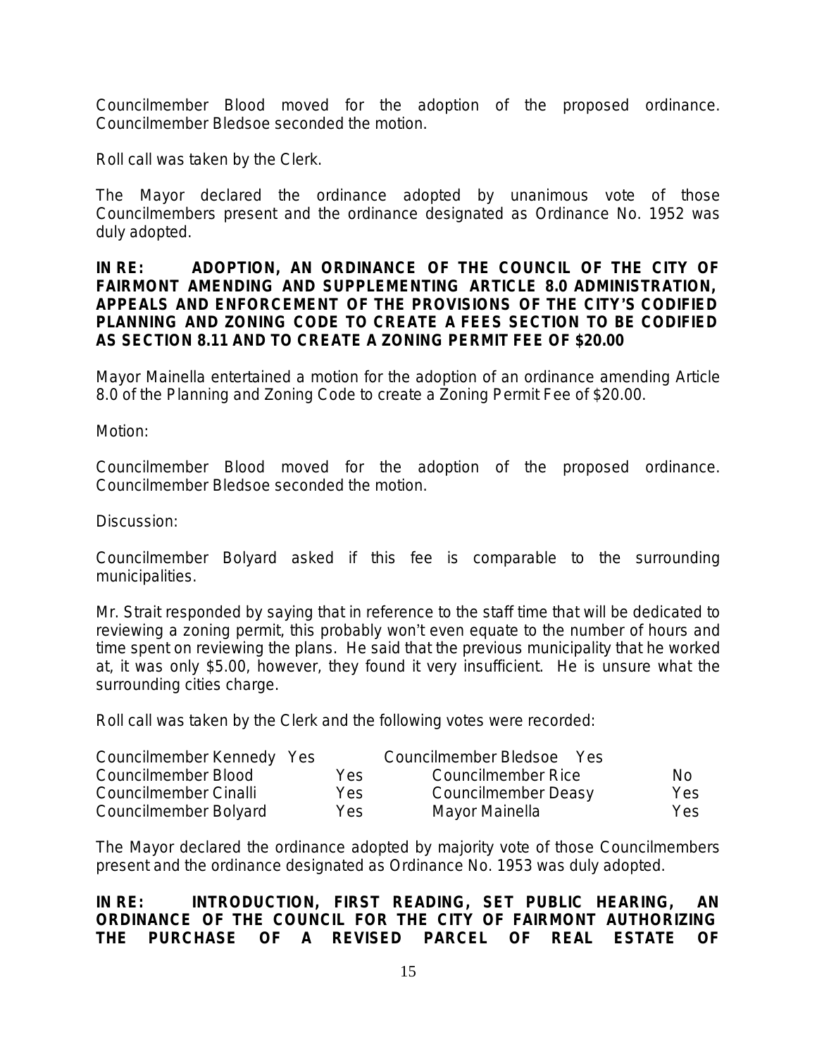Councilmember Blood moved for the adoption of the proposed ordinance. Councilmember Bledsoe seconded the motion.

Roll call was taken by the Clerk.

The Mayor declared the ordinance adopted by unanimous vote of those Councilmembers present and the ordinance designated as Ordinance No. 1952 was duly adopted.

**IN RE: ADOPTION, AN ORDINANCE OF THE COUNCIL OF THE CITY OF FAIRMONT AMENDING AND SUPPLEMENTING ARTICLE 8.0 ADMINISTRATION, APPEALS AND ENFORCEMENT OF THE PROVISIONS OF THE CITY'S CODIFIED PLANNING AND ZONING CODE TO CREATE A FEES SECTION TO BE CODIFIED AS SECTION 8.11 AND TO CREATE A ZONING PERMIT FEE OF $20.00**

Mayor Mainella entertained a motion for the adoption of an ordinance amending Article 8.0 of the Planning and Zoning Code to create a Zoning Permit Fee of $20.00.

Motion:

Councilmember Blood moved for the adoption of the proposed ordinance. Councilmember Bledsoe seconded the motion.

Discussion:

Councilmember Bolyard asked if this fee is comparable to the surrounding municipalities.

Mr. Strait responded by saying that in reference to the staff time that will be dedicated to reviewing a zoning permit, this probably won't even equate to the number of hours and time spent on reviewing the plans. He said that the previous municipality that he worked at, it was only $5.00, however, they found it very insufficient. He is unsure what the surrounding cities charge.

Roll call was taken by the Clerk and the following votes were recorded:

| | | | |
|---|---|---|---|
| Councilmember Kennedy | Yes | Councilmember Bledsoe | Yes |
| Councilmember Blood | Yes | Councilmember Rice | No |
| Councilmember Cinalli | Yes | Councilmember Deasy | Yes |
| Councilmember Bolyard | Yes | Mayor Mainella | Yes |

The Mayor declared the ordinance adopted by majority vote of those Councilmembers present and the ordinance designated as Ordinance No. 1953 was duly adopted.

**IN RE: INTRODUCTION, FIRST READING, SET PUBLIC HEARING, AN ORDINANCE OF THE COUNCIL FOR THE CITY OF FAIRMONT AUTHORIZING THE PURCHASE OF A REVISED PARCEL OF REAL ESTATE OF**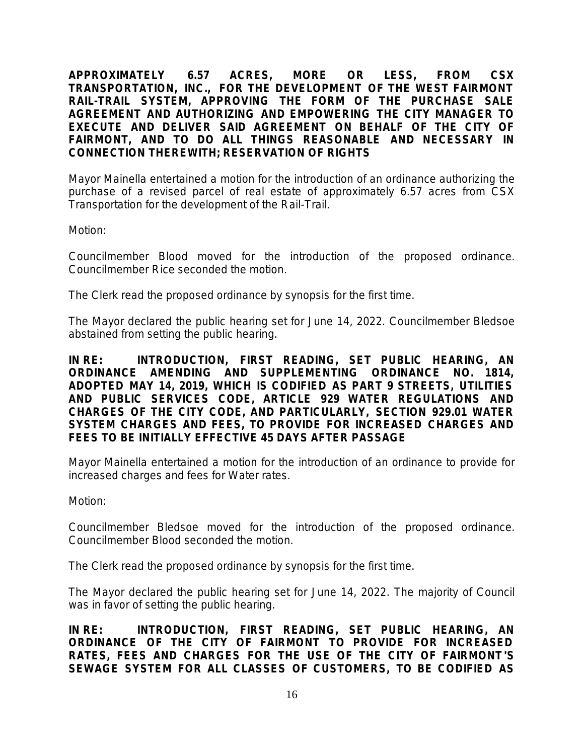**APPROXIMATELY 6.57 ACRES, MORE OR LESS, FROM CSX TRANSPORTATION, INC., FOR THE DEVELOPMENT OF THE WEST FAIRMONT RAIL-TRAIL SYSTEM, APPROVING THE FORM OF THE PURCHASE SALE AGREEMENT AND AUTHORIZING AND EMPOWERING THE CITY MANAGER TO EXECUTE AND DELIVER SAID AGREEMENT ON BEHALF OF THE CITY OF FAIRMONT, AND TO DO ALL THINGS REASONABLE AND NECESSARY IN CONNECTION THEREWITH; RESERVATION OF RIGHTS**

Mayor Mainella entertained a motion for the introduction of an ordinance authorizing the purchase of a revised parcel of real estate of approximately 6.57 acres from CSX Transportation for the development of the Rail-Trail.

Motion:

Councilmember Blood moved for the introduction of the proposed ordinance. Councilmember Rice seconded the motion.

The Clerk read the proposed ordinance by synopsis for the first time.

The Mayor declared the public hearing set for June 14, 2022. Councilmember Bledsoe abstained from setting the public hearing.

**IN RE: INTRODUCTION, FIRST READING, SET PUBLIC HEARING, AN ORDINANCE AMENDING AND SUPPLEMENTING ORDINANCE NO. 1814, ADOPTED MAY 14, 2019, WHICH IS CODIFIED AS PART 9 STREETS, UTILITIES AND PUBLIC SERVICES CODE, ARTICLE 929 WATER REGULATIONS AND CHARGES OF THE CITY CODE, AND PARTICULARLY, SECTION 929.01 WATER SYSTEM CHARGES AND FEES, TO PROVIDE FOR INCREASED CHARGES AND FEES TO BE INITIALLY EFFECTIVE 45 DAYS AFTER PASSAGE**

Mayor Mainella entertained a motion for the introduction of an ordinance to provide for increased charges and fees for Water rates.

Motion:

Councilmember Bledsoe moved for the introduction of the proposed ordinance. Councilmember Blood seconded the motion.

The Clerk read the proposed ordinance by synopsis for the first time.

The Mayor declared the public hearing set for June 14, 2022. The majority of Council was in favor of setting the public hearing.

**IN RE: INTRODUCTION, FIRST READING, SET PUBLIC HEARING, AN ORDINANCE OF THE CITY OF FAIRMONT TO PROVIDE FOR INCREASED RATES, FEES AND CHARGES FOR THE USE OF THE CITY OF FAIRMONT'S SEWAGE SYSTEM FOR ALL CLASSES OF CUSTOMERS, TO BE CODIFIED AS**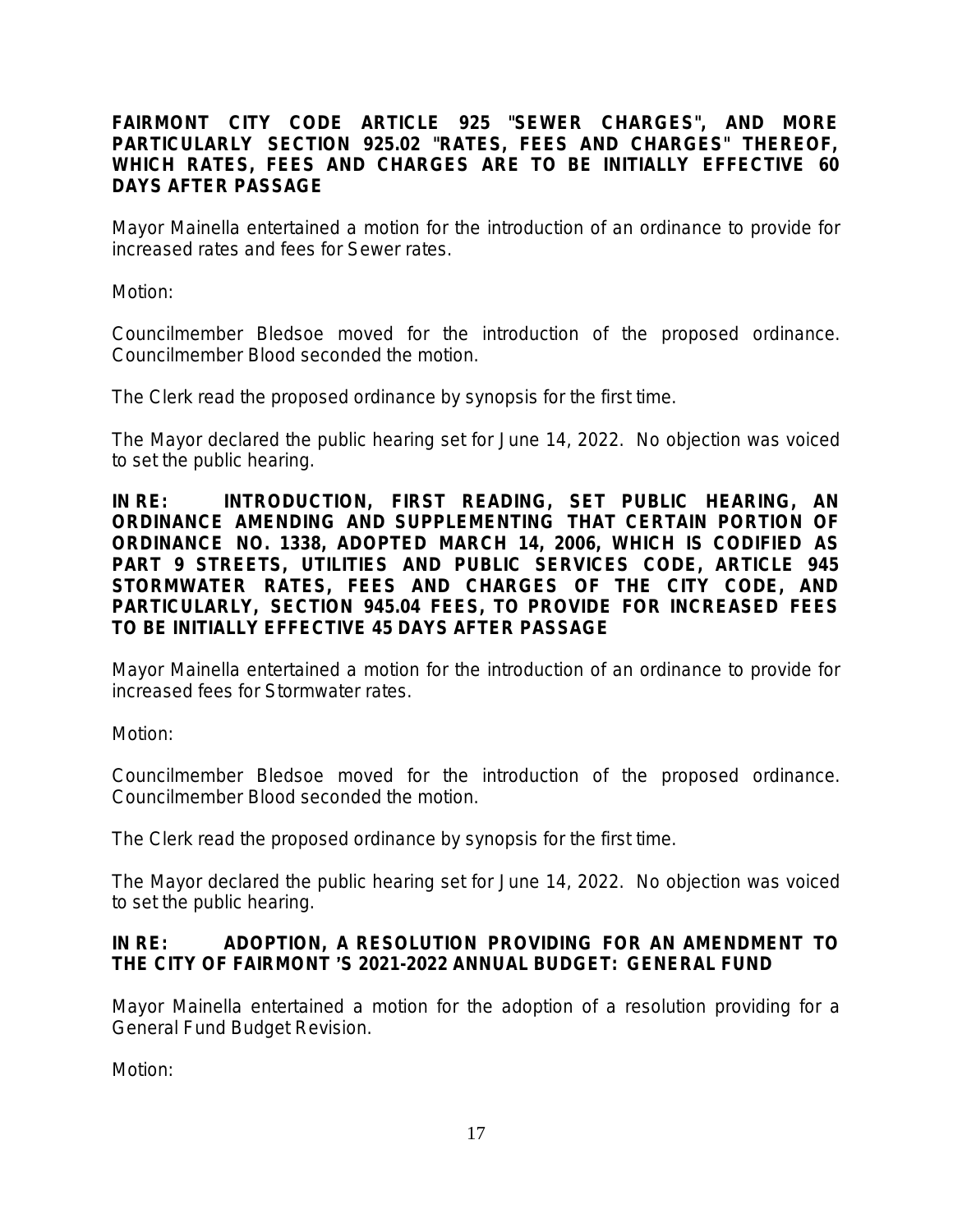**FAIRMONT CITY CODE ARTICLE 925 "SEWER CHARGES", AND MORE PARTICULARLY SECTION 925.02 "RATES, FEES AND CHARGES" THEREOF, WHICH RATES, FEES AND CHARGES ARE TO BE INITIALLY EFFECTIVE 60 DAYS AFTER PASSAGE**

Mayor Mainella entertained a motion for the introduction of an ordinance to provide for increased rates and fees for Sewer rates.

Motion:

Councilmember Bledsoe moved for the introduction of the proposed ordinance. Councilmember Blood seconded the motion.

The Clerk read the proposed ordinance by synopsis for the first time.

The Mayor declared the public hearing set for June 14, 2022. No objection was voiced to set the public hearing.

**IN RE: INTRODUCTION, FIRST READING, SET PUBLIC HEARING, AN ORDINANCE AMENDING AND SUPPLEMENTING THAT CERTAIN PORTION OF ORDINANCE NO. 1338, ADOPTED MARCH 14, 2006, WHICH IS CODIFIED AS PART 9 STREETS, UTILITIES AND PUBLIC SERVICES CODE, ARTICLE 945 STORMWATER RATES, FEES AND CHARGES OF THE CITY CODE, AND PARTICULARLY, SECTION 945.04 FEES, TO PROVIDE FOR INCREASED FEES TO BE INITIALLY EFFECTIVE 45 DAYS AFTER PASSAGE**

Mayor Mainella entertained a motion for the introduction of an ordinance to provide for increased fees for Stormwater rates.

Motion:

Councilmember Bledsoe moved for the introduction of the proposed ordinance. Councilmember Blood seconded the motion.

The Clerk read the proposed ordinance by synopsis for the first time.

The Mayor declared the public hearing set for June 14, 2022. No objection was voiced to set the public hearing.

**IN RE: ADOPTION, A RESOLUTION PROVIDING FOR AN AMENDMENT TO THE CITY OF FAIRMONT'S 2021-2022 ANNUAL BUDGET: GENERAL FUND**

Mayor Mainella entertained a motion for the adoption of a resolution providing for a General Fund Budget Revision.

Motion: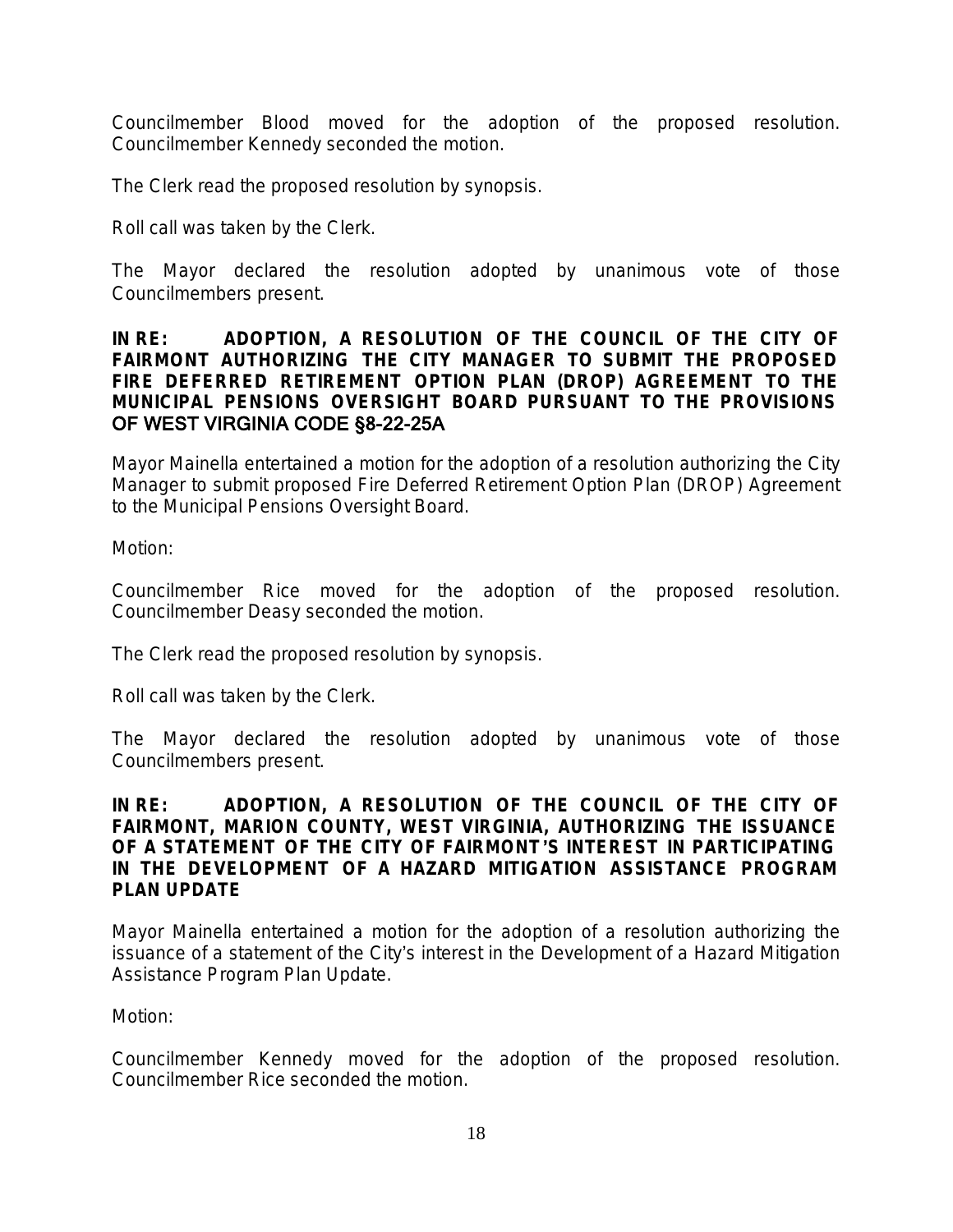Councilmember Blood moved for the adoption of the proposed resolution. Councilmember Kennedy seconded the motion.

The Clerk read the proposed resolution by synopsis.

Roll call was taken by the Clerk.

The Mayor declared the resolution adopted by unanimous vote of those Councilmembers present.

**IN RE: ADOPTION, A RESOLUTION OF THE COUNCIL OF THE CITY OF FAIRMONT AUTHORIZING THE CITY MANAGER TO SUBMIT THE PROPOSED FIRE DEFERRED RETIREMENT OPTION PLAN (DROP) AGREEMENT TO THE MUNICIPAL PENSIONS OVERSIGHT BOARD PURSUANT TO THE PROVISIONS OF WEST VIRGINIA CODE §8-22-25A**

Mayor Mainella entertained a motion for the adoption of a resolution authorizing the City Manager to submit proposed Fire Deferred Retirement Option Plan (DROP) Agreement to the Municipal Pensions Oversight Board.

Motion:

Councilmember Rice moved for the adoption of the proposed resolution. Councilmember Deasy seconded the motion.

The Clerk read the proposed resolution by synopsis.

Roll call was taken by the Clerk.

The Mayor declared the resolution adopted by unanimous vote of those Councilmembers present.

**IN RE: ADOPTION, A RESOLUTION OF THE COUNCIL OF THE CITY OF FAIRMONT, MARION COUNTY, WEST VIRGINIA, AUTHORIZING THE ISSUANCE OF A STATEMENT OF THE CITY OF FAIRMONT'S INTEREST IN PARTICIPATING IN THE DEVELOPMENT OF A HAZARD MITIGATION ASSISTANCE PROGRAM PLAN UPDATE**

Mayor Mainella entertained a motion for the adoption of a resolution authorizing the issuance of a statement of the City's interest in the Development of a Hazard Mitigation Assistance Program Plan Update.

Motion:

Councilmember Kennedy moved for the adoption of the proposed resolution. Councilmember Rice seconded the motion.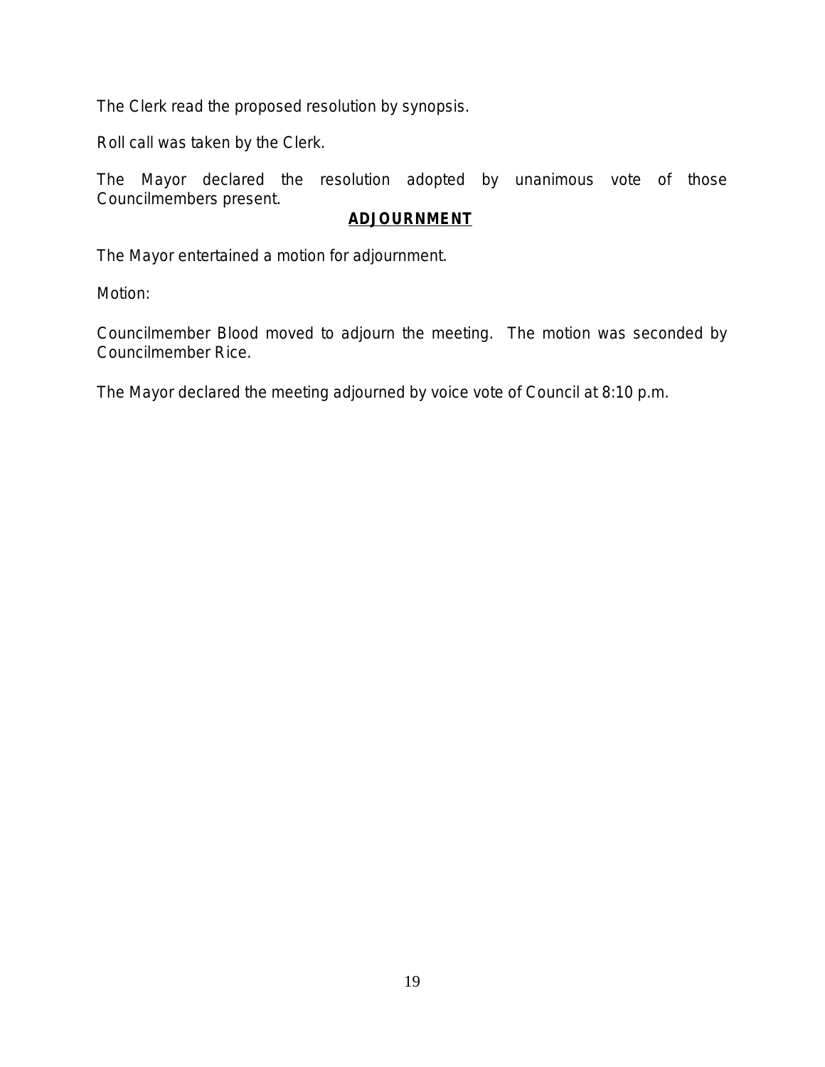The Clerk read the proposed resolution by synopsis.

Roll call was taken by the Clerk.

The Mayor declared the resolution adopted by unanimous vote of those Councilmembers present.

## ADJOURNMENT

The Mayor entertained a motion for adjournment.

Motion:

Councilmember Blood moved to adjourn the meeting. The motion was seconded by Councilmember Rice.

The Mayor declared the meeting adjourned by voice vote of Council at 8:10 p.m.